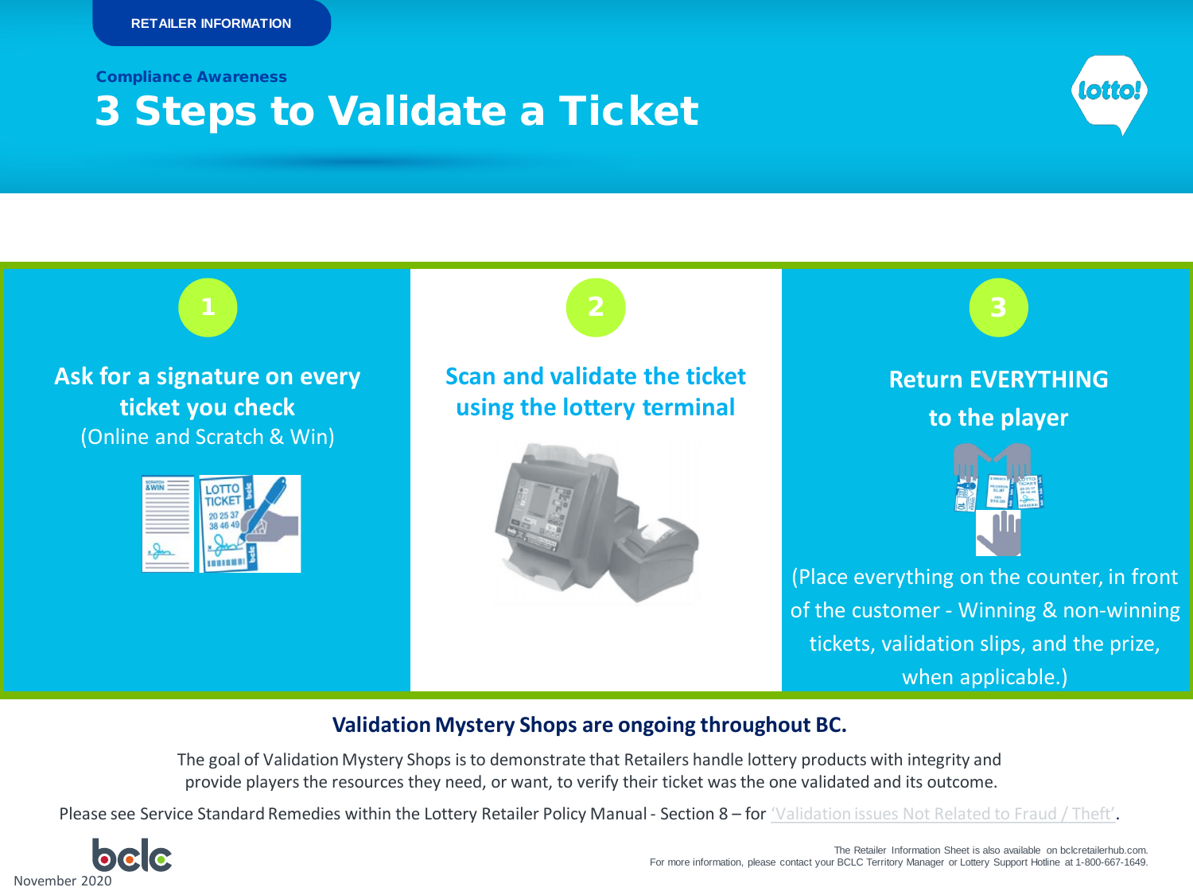RETAILER INFORMATION

**Compliance Awareness**

# 3 Steps to Validate a Ticket

## 1

**Ask for a signature on every ticket you check**

(Online and Scratch & Win)

## 2

**Scan and validate the ticket using the lottery terminal**

## 3

**Return EVERYTHING to the player**

(Place everything on the counter, in front of the customer - Winning & non-winning tickets, validation slips, and the prize, when applicable.)

**Validation Mystery Shops are ongoing throughout BC.**

The goal of Validation Mystery Shops is to demonstrate that Retailers handle lottery products with integrity and provide players the resources they need, or want, to verify their ticket was the one validated and its outcome.

Please see Service Standard Remedies within the Lottery Retailer Policy Manual - Section 8 – for 'Validation issues Not Related to Fraud / Theft'.

The Retailer Information Sheet is also available on bclcretailerhub.com.
For more information, please contact your BCLC Territory Manager or Lottery Support Hotline at 1-800-667-1649.

November 2020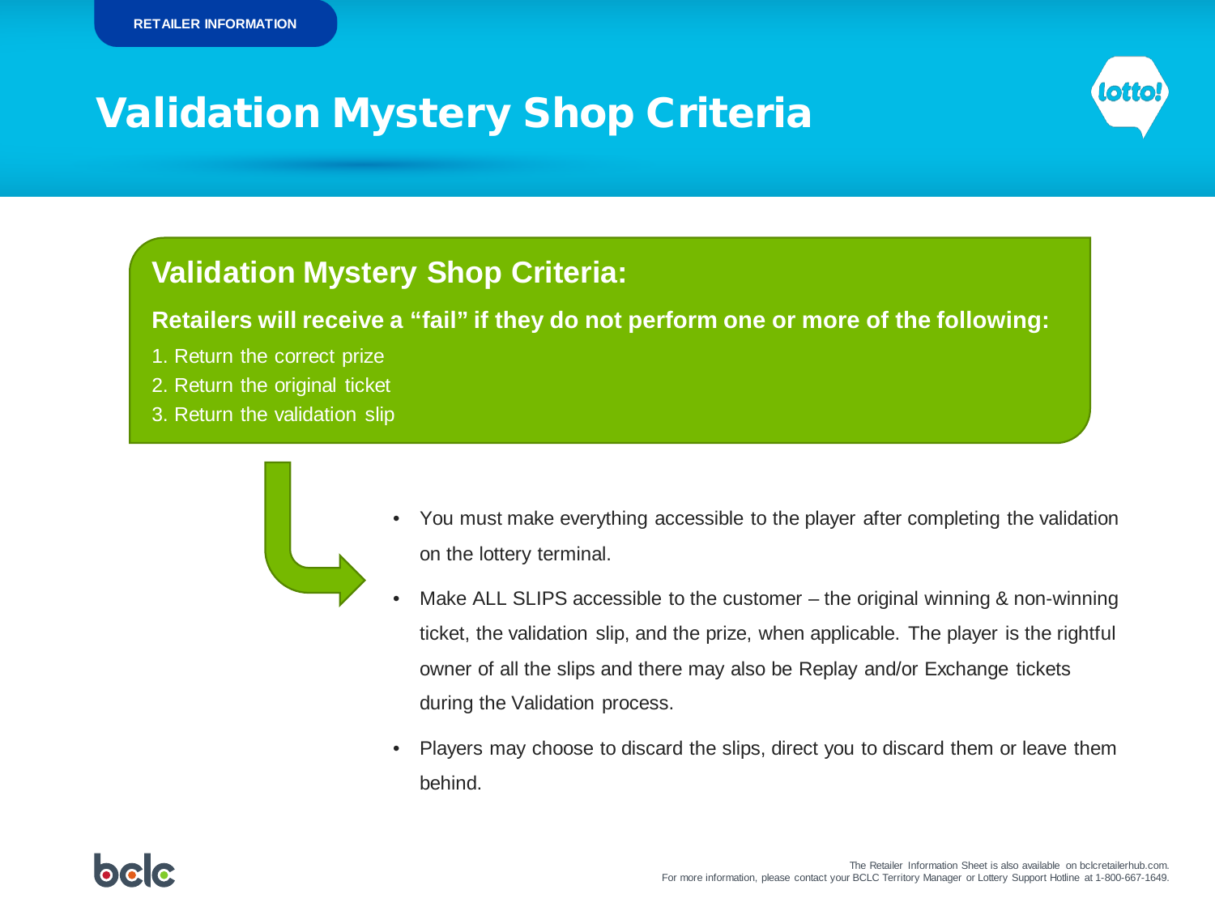RETAILER INFORMATION

# Validation Mystery Shop Criteria

## Validation Mystery Shop Criteria:

**Retailers will receive a "fail" if they do not perform one or more of the following:**

1. Return the correct prize
2. Return the original ticket
3. Return the validation slip

- You must make everything accessible to the player after completing the validation on the lottery terminal.
- Make ALL SLIPS accessible to the customer – the original winning & non-winning ticket, the validation slip, and the prize, when applicable. The player is the rightful owner of all the slips and there may also be Replay and/or Exchange tickets during the Validation process.
- Players may choose to discard the slips, direct you to discard them or leave them behind.

The Retailer Information Sheet is also available on bclcretailerhub.com.
For more information, please contact your BCLC Territory Manager or Lottery Support Hotline at 1-800-667-1649.